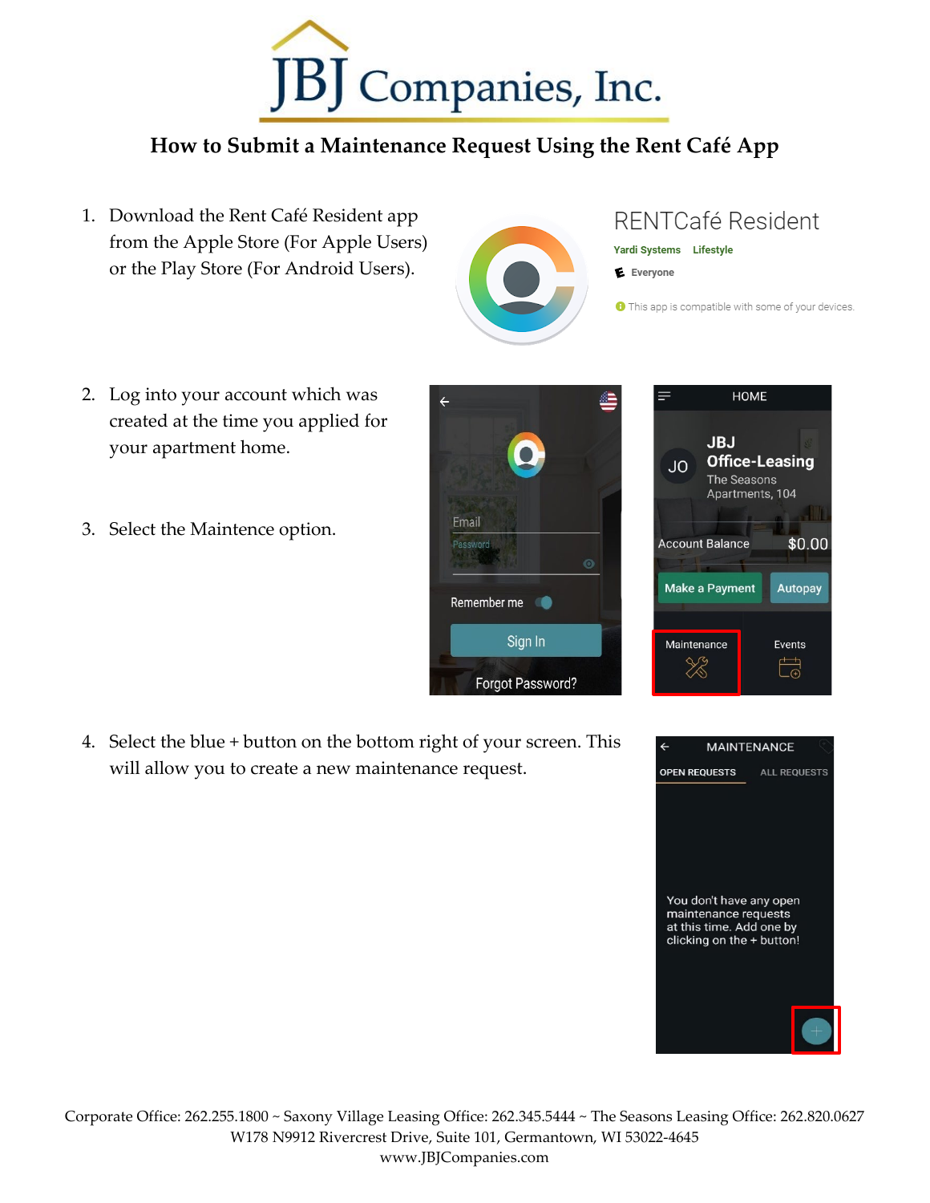# JBJ Companies, Inc.

## How to Submit a Maintenance Request Using the Rent Café App

1. Download the Rent Café Resident app from the Apple Store (For Apple Users) or the Play Store (For Android Users).

2. Log into your account which was created at the time you applied for your apartment home.

3. Select the Maintence option.

4. Select the blue + button on the bottom right of your screen. This will allow you to create a new maintenance request.

Corporate Office: 262.255.1800 ~ Saxony Village Leasing Office: 262.345.5444 ~ The Seasons Leasing Office: 262.820.0627
W178 N9912 Rivercrest Drive, Suite 101, Germantown, WI 53022-4645
www.JBJCompanies.com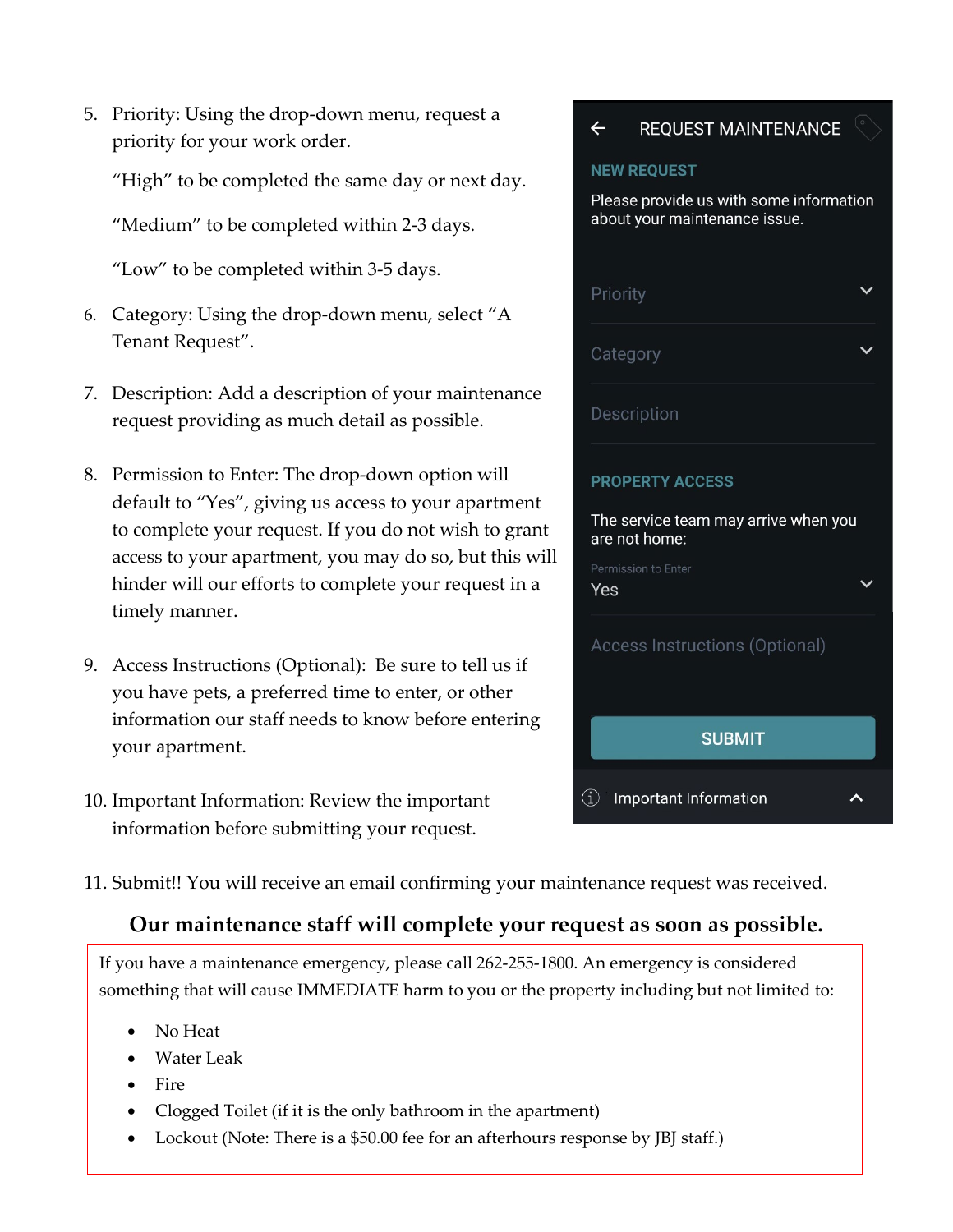5. Priority: Using the drop-down menu, request a priority for your work order.

   "High" to be completed the same day or next day.

   "Medium" to be completed within 2-3 days.

   "Low" to be completed within 3-5 days.

6. Category: Using the drop-down menu, select "A Tenant Request".

7. Description: Add a description of your maintenance request providing as much detail as possible.

8. Permission to Enter: The drop-down option will default to "Yes", giving us access to your apartment to complete your request. If you do not wish to grant access to your apartment, you may do so, but this will hinder will our efforts to complete your request in a timely manner.

9. Access Instructions (Optional): Be sure to tell us if you have pets, a preferred time to enter, or other information our staff needs to know before entering your apartment.

10. Important Information: Review the important information before submitting your request.

REQUEST MAINTENANCE

NEW REQUEST

Please provide us with some information about your maintenance issue.

Priority

Category

Description

PROPERTY ACCESS

The service team may arrive when you are not home:

Permission to Enter

Yes

Access Instructions (Optional)

SUBMIT

Important Information

11. Submit!! You will receive an email confirming your maintenance request was received.

**Our maintenance staff will complete your request as soon as possible.**

If you have a maintenance emergency, please call 262-255-1800. An emergency is considered something that will cause IMMEDIATE harm to you or the property including but not limited to:

- No Heat
- Water Leak
- Fire
- Clogged Toilet (if it is the only bathroom in the apartment)
- Lockout (Note: There is a $50.00 fee for an afterhours response by JBJ staff.)